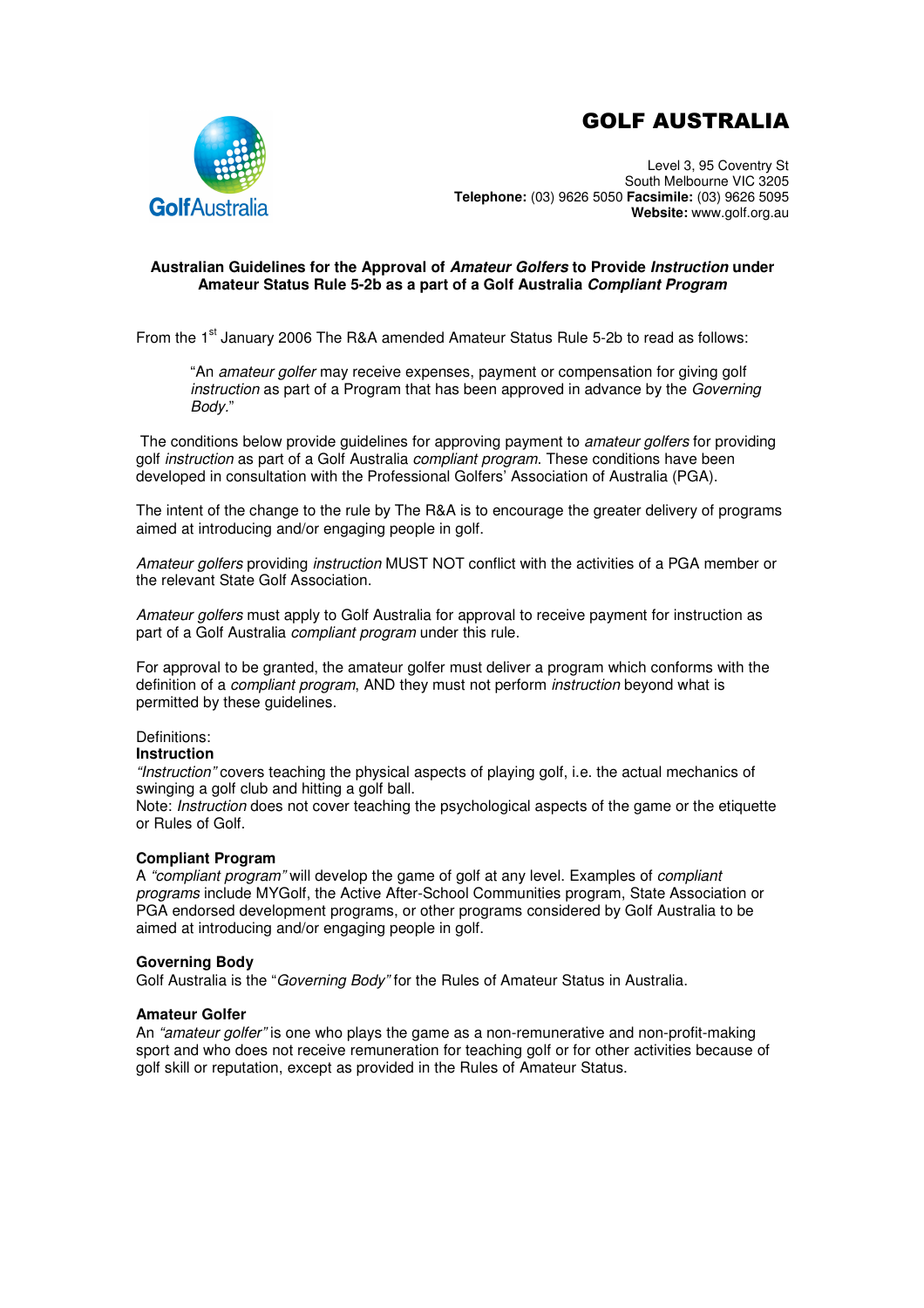# GOLF AUSTRALIA

Level 3, 95 Coventry St
South Melbourne VIC 3205
**Telephone:** (03) 9626 5050 **Facsimile:** (03) 9626 5095
**Website:** www.golf.org.au

**Australian Guidelines for the Approval of *Amateur Golfers* to Provide *Instruction* under Amateur Status Rule 5-2b as a part of a Golf Australia *Compliant Program***

From the 1st January 2006 The R&A amended Amateur Status Rule 5-2b to read as follows:

> "An *amateur golfer* may receive expenses, payment or compensation for giving golf *instruction* as part of a Program that has been approved in advance by the *Governing Body*."

The conditions below provide guidelines for approving payment to *amateur golfers* for providing golf *instruction* as part of a Golf Australia *compliant program*. These conditions have been developed in consultation with the Professional Golfers' Association of Australia (PGA).

The intent of the change to the rule by The R&A is to encourage the greater delivery of programs aimed at introducing and/or engaging people in golf.

*Amateur golfers* providing *instruction* MUST NOT conflict with the activities of a PGA member or the relevant State Golf Association.

*Amateur golfers* must apply to Golf Australia for approval to receive payment for instruction as part of a Golf Australia *compliant program* under this rule.

For approval to be granted, the amateur golfer must deliver a program which conforms with the definition of a *compliant program*, AND they must not perform *instruction* beyond what is permitted by these guidelines.

Definitions:

**Instruction**

*"Instruction"* covers teaching the physical aspects of playing golf, i.e. the actual mechanics of swinging a golf club and hitting a golf ball.
Note: *Instruction* does not cover teaching the psychological aspects of the game or the etiquette or Rules of Golf.

**Compliant Program**

A *"compliant program"* will develop the game of golf at any level. Examples of *compliant programs* include MYGolf, the Active After-School Communities program, State Association or PGA endorsed development programs, or other programs considered by Golf Australia to be aimed at introducing and/or engaging people in golf.

**Governing Body**

Golf Australia is the "*Governing Body"* for the Rules of Amateur Status in Australia.

**Amateur Golfer**

An *"amateur golfer"* is one who plays the game as a non-remunerative and non-profit-making sport and who does not receive remuneration for teaching golf or for other activities because of golf skill or reputation, except as provided in the Rules of Amateur Status.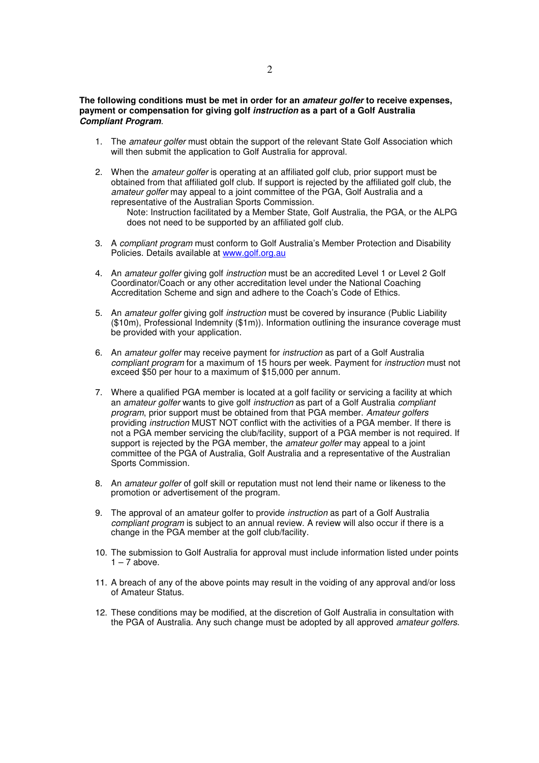**The following conditions must be met in order for an *amateur golfer* to receive expenses, payment or compensation for giving golf *instruction* as a part of a Golf Australia *Compliant Program*.**

1. The *amateur golfer* must obtain the support of the relevant State Golf Association which will then submit the application to Golf Australia for approval.

2. When the *amateur golfer* is operating at an affiliated golf club, prior support must be obtained from that affiliated golf club. If support is rejected by the affiliated golf club, the *amateur golfer* may appeal to a joint committee of the PGA, Golf Australia and a representative of the Australian Sports Commission.

   Note: Instruction facilitated by a Member State, Golf Australia, the PGA, or the ALPG does not need to be supported by an affiliated golf club.

3. A *compliant program* must conform to Golf Australia's Member Protection and Disability Policies. Details available at www.golf.org.au

4. An *amateur golfer* giving golf *instruction* must be an accredited Level 1 or Level 2 Golf Coordinator/Coach or any other accreditation level under the National Coaching Accreditation Scheme and sign and adhere to the Coach's Code of Ethics.

5. An *amateur golfer* giving golf *instruction* must be covered by insurance (Public Liability ($10m), Professional Indemnity ($1m)). Information outlining the insurance coverage must be provided with your application.

6. An *amateur golfer* may receive payment for *instruction* as part of a Golf Australia *compliant program* for a maximum of 15 hours per week. Payment for *instruction* must not exceed $50 per hour to a maximum of $15,000 per annum.

7. Where a qualified PGA member is located at a golf facility or servicing a facility at which an *amateur golfer* wants to give golf *instruction* as part of a Golf Australia *compliant program*, prior support must be obtained from that PGA member. *Amateur golfers* providing *instruction* MUST NOT conflict with the activities of a PGA member. If there is not a PGA member servicing the club/facility, support of a PGA member is not required. If support is rejected by the PGA member, the *amateur golfer* may appeal to a joint committee of the PGA of Australia, Golf Australia and a representative of the Australian Sports Commission.

8. An *amateur golfer* of golf skill or reputation must not lend their name or likeness to the promotion or advertisement of the program.

9. The approval of an amateur golfer to provide *instruction* as part of a Golf Australia *compliant program* is subject to an annual review. A review will also occur if there is a change in the PGA member at the golf club/facility.

10. The submission to Golf Australia for approval must include information listed under points 1 – 7 above.

11. A breach of any of the above points may result in the voiding of any approval and/or loss of Amateur Status.

12. These conditions may be modified, at the discretion of Golf Australia in consultation with the PGA of Australia. Any such change must be adopted by all approved *amateur golfers*.